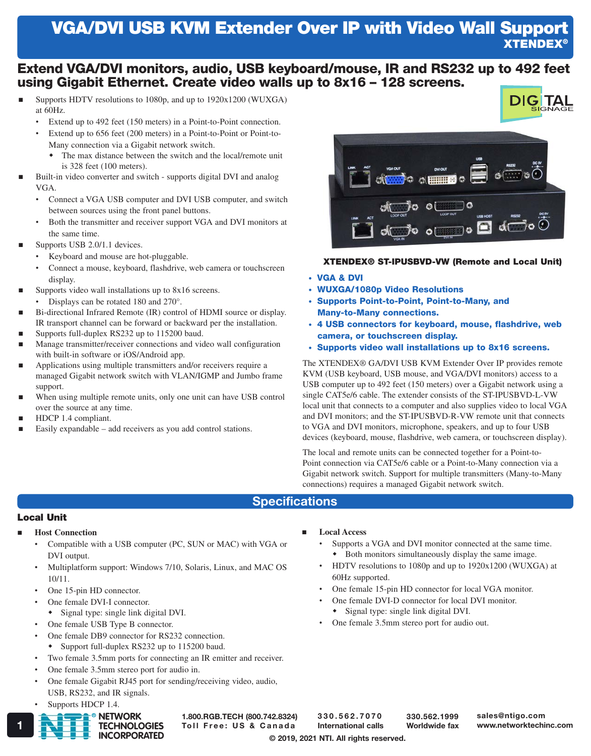# VGA/DVI USB KVM Extender Over IP with Video Wall Support

**XTENDEX®**

## Extend VGA/DVI monitors, audio, USB keyboard/mouse, IR and RS232 up to 492 feet using Gigabit Ethernet. Create video walls up to 8x16 – 128 screens.

- Supports HDTV resolutions to 1080p, and up to 1920x1200 (WUXGA) at 60Hz.
  - Extend up to 492 feet (150 meters) in a Point-to-Point connection.
  - Extend up to 656 feet (200 meters) in a Point-to-Point or Point-to-Many connection via a Gigabit network switch.
    - The max distance between the switch and the local/remote unit is 328 feet (100 meters).
- Built-in video converter and switch - supports digital DVI and analog VGA.
  - Connect a VGA USB computer and DVI USB computer, and switch between sources using the front panel buttons.
  - Both the transmitter and receiver support VGA and DVI monitors at the same time.
- Supports USB 2.0/1.1 devices.
  - Keyboard and mouse are hot-pluggable.
  - Connect a mouse, keyboard, flashdrive, web camera or touchscreen display.
- Supports video wall installations up to 8x16 screens.
  - Displays can be rotated 180 and 270°.
- Bi-directional Infrared Remote (IR) control of HDMI source or display. IR transport channel can be forward or backward per the installation.
- Supports full-duplex RS232 up to 115200 baud.
- Manage transmitter/receiver connections and video wall configuration with built-in software or iOS/Android app.
- Applications using multiple transmitters and/or receivers require a managed Gigabit network switch with VLAN/IGMP and Jumbo frame support.
- When using multiple remote units, only one unit can have USB control over the source at any time.
- HDCP 1.4 compliant.
- Easily expandable – add receivers as you add control stations.

**XTENDEX® ST-IPUSBVD-VW (Remote and Local Unit)**

- **VGA & DVI**
- **WUXGA/1080p Video Resolutions**
- **Supports Point-to-Point, Point-to-Many, and Many-to-Many connections.**
- **4 USB connectors for keyboard, mouse, flashdrive, web camera, or touchscreen display.**
- **Supports video wall installations up to 8x16 screens.**

The XTENDEX® GA/DVI USB KVM Extender Over IP provides remote KVM (USB keyboard, USB mouse, and VGA/DVI monitors) access to a USB computer up to 492 feet (150 meters) over a Gigabit network using a single CAT5e/6 cable. The extender consists of the ST-IPUSBVD-L-VW local unit that connects to a computer and also supplies video to local VGA and DVI monitors; and the ST-IPUSBVD-R-VW remote unit that connects to VGA and DVI monitors, microphone, speakers, and up to four USB devices (keyboard, mouse, flashdrive, web camera, or touchscreen display).

The local and remote units can be connected together for a Point-to-Point connection via CAT5e/6 cable or a Point-to-Many connection via a Gigabit network switch. Support for multiple transmitters (Many-to-Many connections) requires a managed Gigabit network switch.

## Specifications

### Local Unit

- **Host Connection**
  - Compatible with a USB computer (PC, SUN or MAC) with VGA or DVI output.
  - Multiplatform support: Windows 7/10, Solaris, Linux, and MAC OS 10/11.
  - One 15-pin HD connector.
  - One female DVI-I connector.
    - Signal type: single link digital DVI.
  - One female USB Type B connector.
  - One female DB9 connector for RS232 connection.
    - Support full-duplex RS232 up to 115200 baud.
  - Two female 3.5mm ports for connecting an IR emitter and receiver.
  - One female 3.5mm stereo port for audio in.
  - One female Gigabit RJ45 port for sending/receiving video, audio, USB, RS232, and IR signals.
  - Supports HDCP 1.4.
- **Local Access**
  - Supports a VGA and DVI monitor connected at the same time.
    - Both monitors simultaneously display the same image.
  - HDTV resolutions to 1080p and up to 1920x1200 (WUXGA) at 60Hz supported.
  - One female 15-pin HD connector for local VGA monitor.
  - One female DVI-D connector for local DVI monitor.
    - Signal type: single link digital DVI.
  - One female 3.5mm stereo port for audio out.

1.800.RGB.TECH (800.742.8324) Toll Free: US & Canada | 330.562.7070 International calls | 330.562.1999 Worldwide fax | sales@ntigo.com www.networktechinc.com

© 2019, 2021 NTI. All rights reserved.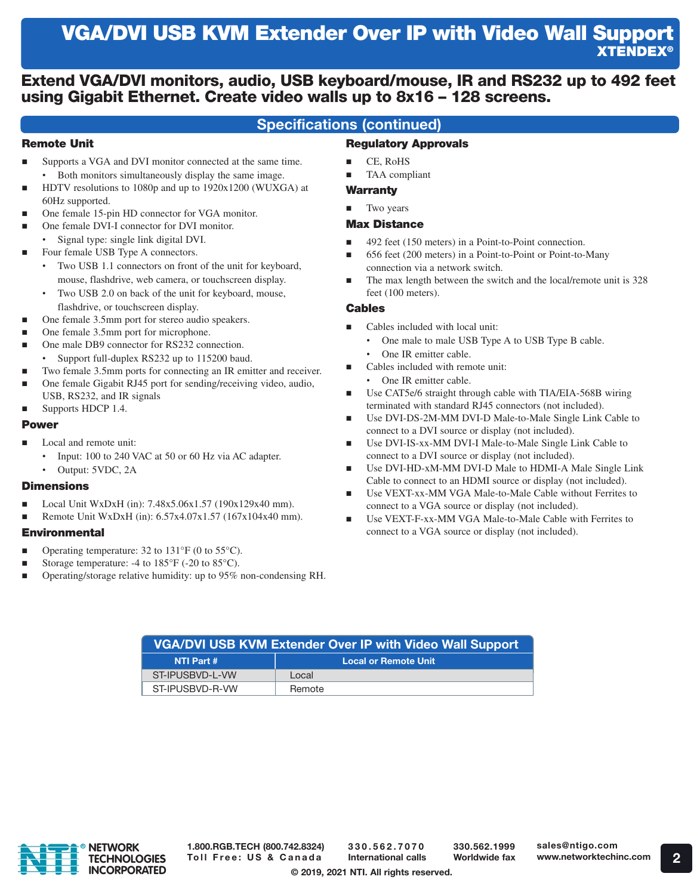# VGA/DVI USB KVM Extender Over IP with Video Wall Support

**XTENDEX®**

## Extend VGA/DVI monitors, audio, USB keyboard/mouse, IR and RS232 up to 492 feet using Gigabit Ethernet. Create video walls up to 8x16 – 128 screens.

## Specifications (continued)

### Remote Unit

- Supports a VGA and DVI monitor connected at the same time.
  - Both monitors simultaneously display the same image.
- HDTV resolutions to 1080p and up to 1920x1200 (WUXGA) at 60Hz supported.
- One female 15-pin HD connector for VGA monitor.
- One female DVI-I connector for DVI monitor.
  - Signal type: single link digital DVI.
- Four female USB Type A connectors.
  - Two USB 1.1 connectors on front of the unit for keyboard, mouse, flashdrive, web camera, or touchscreen display.
  - Two USB 2.0 on back of the unit for keyboard, mouse, flashdrive, or touchscreen display.
- One female 3.5mm port for stereo audio speakers.
- One female 3.5mm port for microphone.
- One male DB9 connector for RS232 connection.
  - Support full-duplex RS232 up to 115200 baud.
- Two female 3.5mm ports for connecting an IR emitter and receiver.
- One female Gigabit RJ45 port for sending/receiving video, audio, USB, RS232, and IR signals
- Supports HDCP 1.4.

### Power

- Local and remote unit:
  - Input: 100 to 240 VAC at 50 or 60 Hz via AC adapter.
  - Output: 5VDC, 2A

### Dimensions

- Local Unit WxDxH (in): 7.48x5.06x1.57 (190x129x40 mm).
- Remote Unit WxDxH (in): 6.57x4.07x1.57 (167x104x40 mm).

### Environmental

- Operating temperature: 32 to 131°F (0 to 55°C).
- Storage temperature: -4 to 185°F (-20 to 85°C).
- Operating/storage relative humidity: up to 95% non-condensing RH.

### Regulatory Approvals

- CE, RoHS
- TAA compliant

### Warranty

- Two years

### Max Distance

- 492 feet (150 meters) in a Point-to-Point connection.
- 656 feet (200 meters) in a Point-to-Point or Point-to-Many connection via a network switch.
- The max length between the switch and the local/remote unit is 328 feet (100 meters).

### Cables

- Cables included with local unit:
  - One male to male USB Type A to USB Type B cable.
  - One IR emitter cable.
- Cables included with remote unit:
  - One IR emitter cable.
- Use CAT5e/6 straight through cable with TIA/EIA-568B wiring terminated with standard RJ45 connectors (not included).
- Use DVI-DS-2M-MM DVI-D Male-to-Male Single Link Cable to connect to a DVI source or display (not included).
- Use DVI-IS-xx-MM DVI-I Male-to-Male Single Link Cable to connect to a DVI source or display (not included).
- Use DVI-HD-xM-MM DVI-D Male to HDMI-A Male Single Link Cable to connect to an HDMI source or display (not included).
- Use VEXT-xx-MM VGA Male-to-Male Cable without Ferrites to connect to a VGA source or display (not included).
- Use VEXT-F-xx-MM VGA Male-to-Male Cable with Ferrites to connect to a VGA source or display (not included).

**VGA/DVI USB KVM Extender Over IP with Video Wall Support**

| NTI Part # | Local or Remote Unit |
|---|---|
| ST-IPUSBVD-L-VW | Local |
| ST-IPUSBVD-R-VW | Remote |

NETWORK TECHNOLOGIES INCORPORATED

1.800.RGB.TECH (800.742.8324) Toll Free: US & Canada | 330.562.7070 International calls | 330.562.1999 Worldwide fax | sales@ntigo.com www.networktechinc.com

© 2019, 2021 NTI. All rights reserved.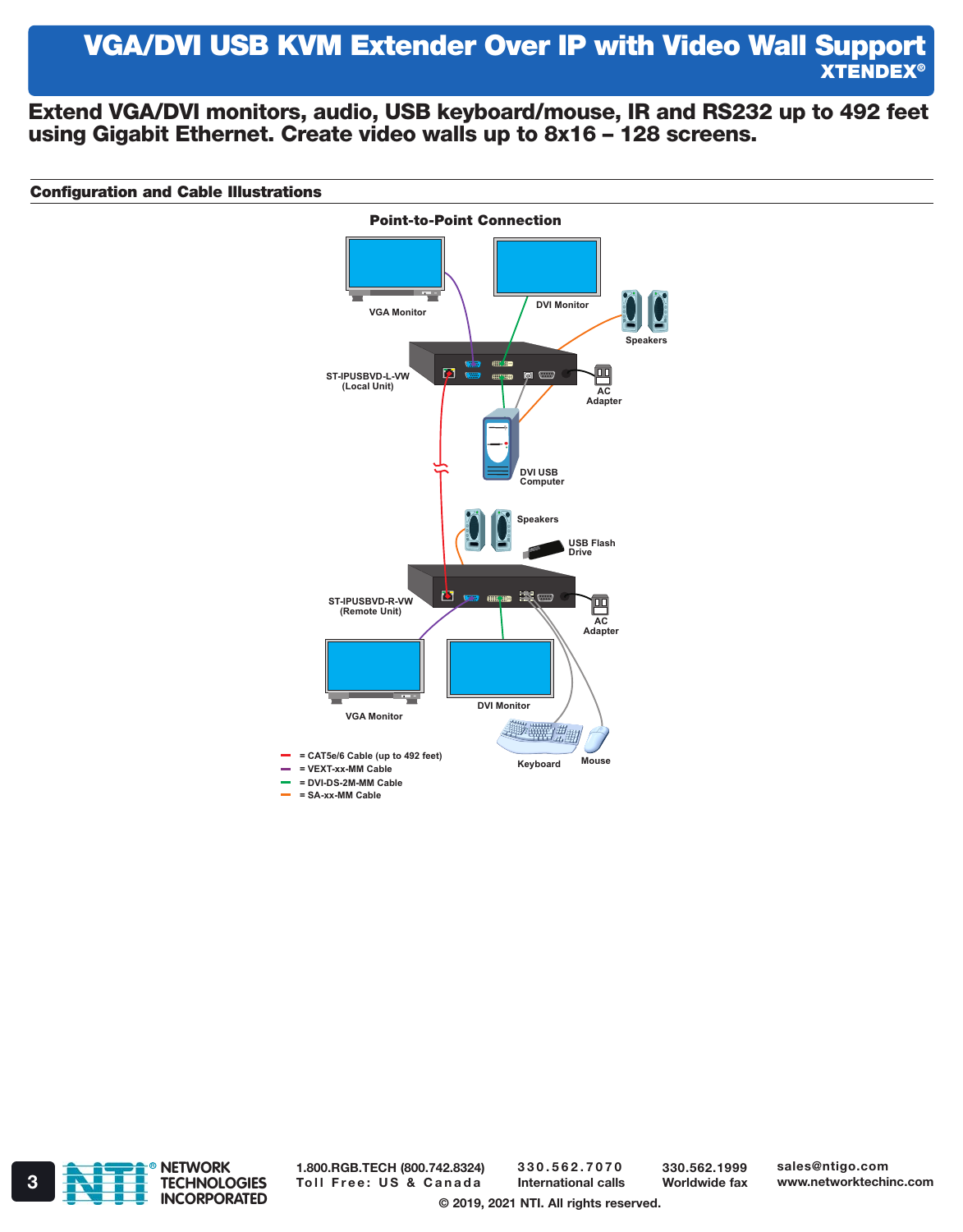# VGA/DVI USB KVM Extender Over IP with Video Wall Support

**XTENDEX®**

## Extend VGA/DVI monitors, audio, USB keyboard/mouse, IR and RS232 up to 492 feet using Gigabit Ethernet. Create video walls up to 8x16 – 128 screens.

### Configuration and Cable Illustrations

**Point-to-Point Connection**

VGA Monitor
DVI Monitor
Speakers
ST-IPUSBVD-L-VW (Local Unit)
AC Adapter
DVI USB Computer
Speakers
USB Flash Drive
ST-IPUSBVD-R-VW (Remote Unit)
AC Adapter
VGA Monitor
DVI Monitor
Keyboard
Mouse

- = CAT5e/6 Cable (up to 492 feet)
- = VEXT-xx-MM Cable
- = DVI-DS-2M-MM Cable
- = SA-xx-MM Cable

NETWORK TECHNOLOGIES INCORPORATED

1.800.RGB.TECH (800.742.8324) Toll Free: US & Canada | 330.562.7070 International calls | 330.562.1999 Worldwide fax | sales@ntigo.com www.networktechinc.com

© 2019, 2021 NTI. All rights reserved.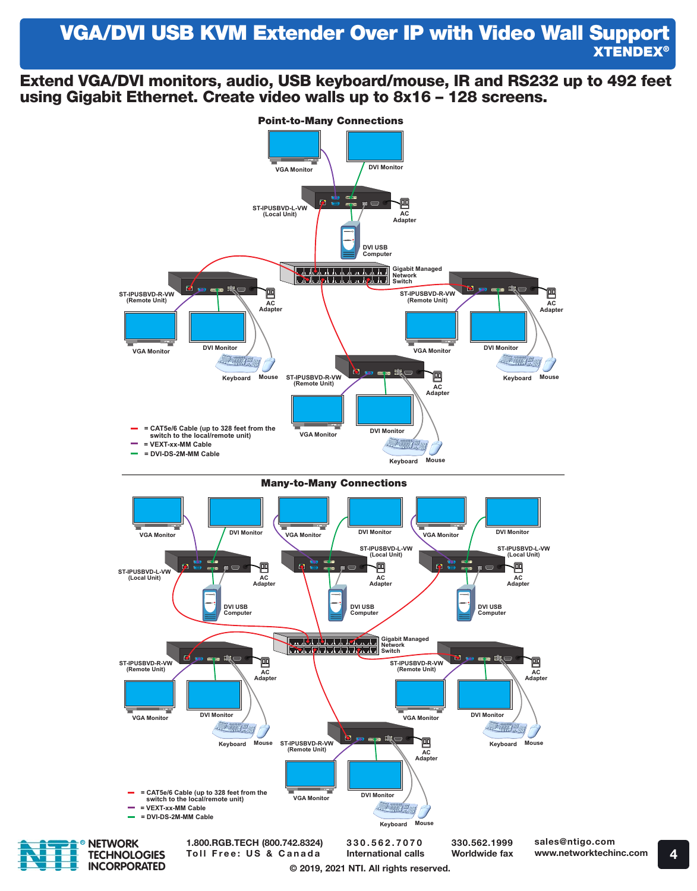# VGA/DVI USB KVM Extender Over IP with Video Wall Support

**XTENDEX®**

## Extend VGA/DVI monitors, audio, USB keyboard/mouse, IR and RS232 up to 492 feet using Gigabit Ethernet. Create video walls up to 8x16 – 128 screens.

### Point-to-Many Connections

VGA Monitor
DVI Monitor
ST-IPUSBVD-L-VW (Local Unit)
AC Adapter
DVI USB Computer
Gigabit Managed Network Switch
ST-IPUSBVD-R-VW (Remote Unit)
AC Adapter
VGA Monitor
DVI Monitor
Keyboard
Mouse
ST-IPUSBVD-R-VW (Remote Unit)
AC Adapter
VGA Monitor
DVI Monitor
Keyboard
Mouse
ST-IPUSBVD-R-VW (Remote Unit)
AC Adapter
VGA Monitor
DVI Monitor
Keyboard
Mouse

= CAT5e/6 Cable (up to 328 feet from the switch to the local/remote unit)
= VEXT-xx-MM Cable
= DVI-DS-2M-MM Cable

### Many-to-Many Connections

VGA Monitor
DVI Monitor
ST-IPUSBVD-L-VW (Local Unit)
AC Adapter
DVI USB Computer
VGA Monitor
DVI Monitor
ST-IPUSBVD-L-VW (Local Unit)
AC Adapter
DVI USB Computer
VGA Monitor
DVI Monitor
ST-IPUSBVD-L-VW (Local Unit)
AC Adapter
DVI USB Computer
Gigabit Managed Network Switch
ST-IPUSBVD-R-VW (Remote Unit)
AC Adapter
VGA Monitor
DVI Monitor
Keyboard
Mouse
ST-IPUSBVD-R-VW (Remote Unit)
AC Adapter
VGA Monitor
DVI Monitor
Keyboard
Mouse
ST-IPUSBVD-R-VW (Remote Unit)
AC Adapter
VGA Monitor
DVI Monitor
Keyboard
Mouse

= CAT5e/6 Cable (up to 328 feet from the switch to the local/remote unit)
= VEXT-xx-MM Cable
= DVI-DS-2M-MM Cable

NETWORK TECHNOLOGIES INCORPORATED

1.800.RGB.TECH (800.742.8324) Toll Free: US & Canada | 330.562.7070 International calls | 330.562.1999 Worldwide fax | sales@ntigo.com www.networktechinc.com

© 2019, 2021 NTI. All rights reserved.